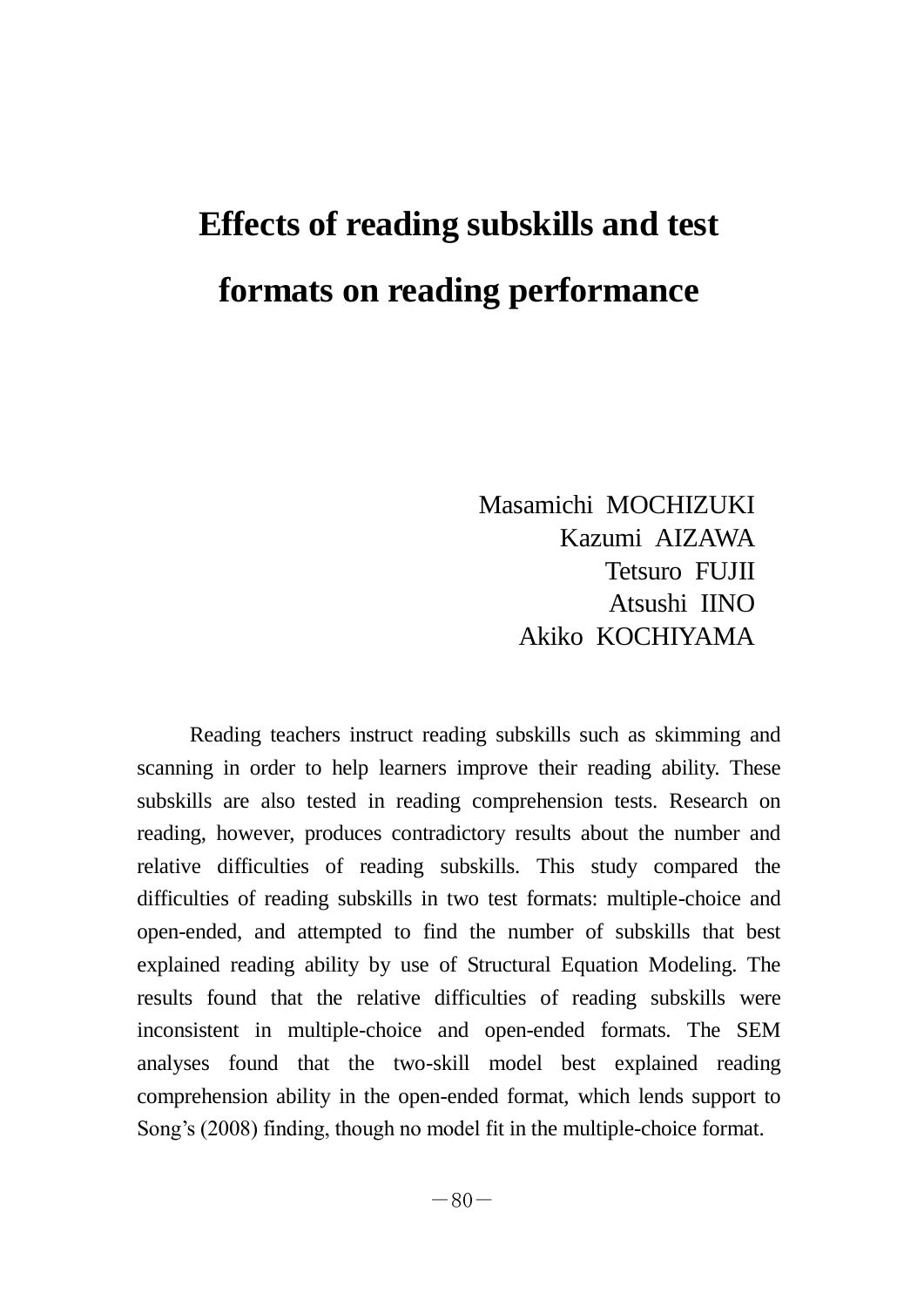# Effects of reading subskills and test formats on reading performance

Masamichi MOCHIZUKI
Kazumi AIZAWA
Tetsuro FUJII
Atsushi IINO
Akiko KOCHIYAMA

Reading teachers instruct reading subskills such as skimming and scanning in order to help learners improve their reading ability. These subskills are also tested in reading comprehension tests. Research on reading, however, produces contradictory results about the number and relative difficulties of reading subskills. This study compared the difficulties of reading subskills in two test formats: multiple-choice and open-ended, and attempted to find the number of subskills that best explained reading ability by use of Structural Equation Modeling. The results found that the relative difficulties of reading subskills were inconsistent in multiple-choice and open-ended formats. The SEM analyses found that the two-skill model best explained reading comprehension ability in the open-ended format, which lends support to Song's (2008) finding, though no model fit in the multiple-choice format.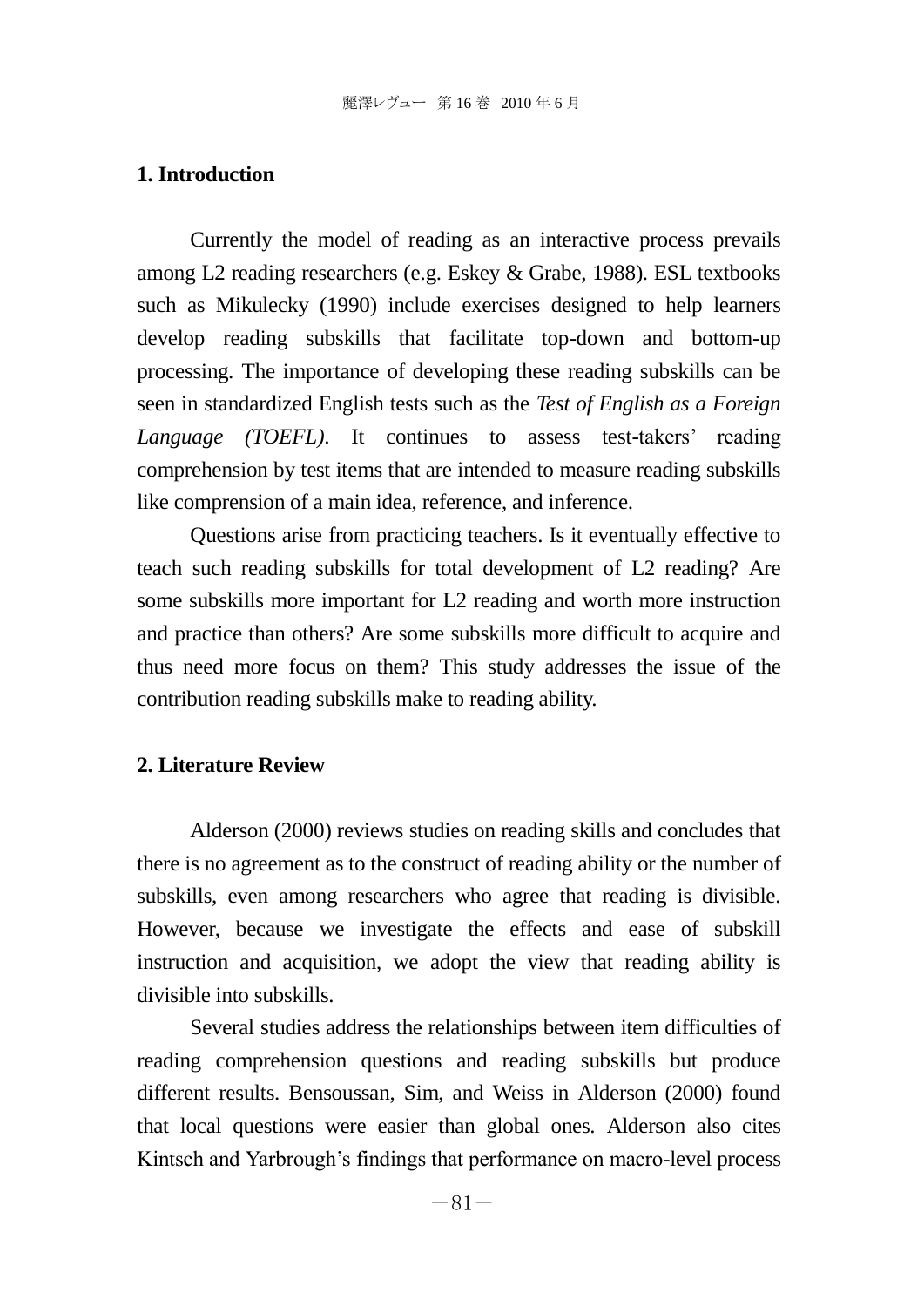## 1. Introduction

Currently the model of reading as an interactive process prevails among L2 reading researchers (e.g. Eskey & Grabe, 1988). ESL textbooks such as Mikulecky (1990) include exercises designed to help learners develop reading subskills that facilitate top-down and bottom-up processing. The importance of developing these reading subskills can be seen in standardized English tests such as the *Test of English as a Foreign Language (TOEFL)*. It continues to assess test-takers' reading comprehension by test items that are intended to measure reading subskills like comprension of a main idea, reference, and inference.

Questions arise from practicing teachers. Is it eventually effective to teach such reading subskills for total development of L2 reading? Are some subskills more important for L2 reading and worth more instruction and practice than others? Are some subskills more difficult to acquire and thus need more focus on them? This study addresses the issue of the contribution reading subskills make to reading ability.

## 2. Literature Review

Alderson (2000) reviews studies on reading skills and concludes that there is no agreement as to the construct of reading ability or the number of subskills, even among researchers who agree that reading is divisible. However, because we investigate the effects and ease of subskill instruction and acquisition, we adopt the view that reading ability is divisible into subskills.

Several studies address the relationships between item difficulties of reading comprehension questions and reading subskills but produce different results. Bensoussan, Sim, and Weiss in Alderson (2000) found that local questions were easier than global ones. Alderson also cites Kintsch and Yarbrough's findings that performance on macro-level process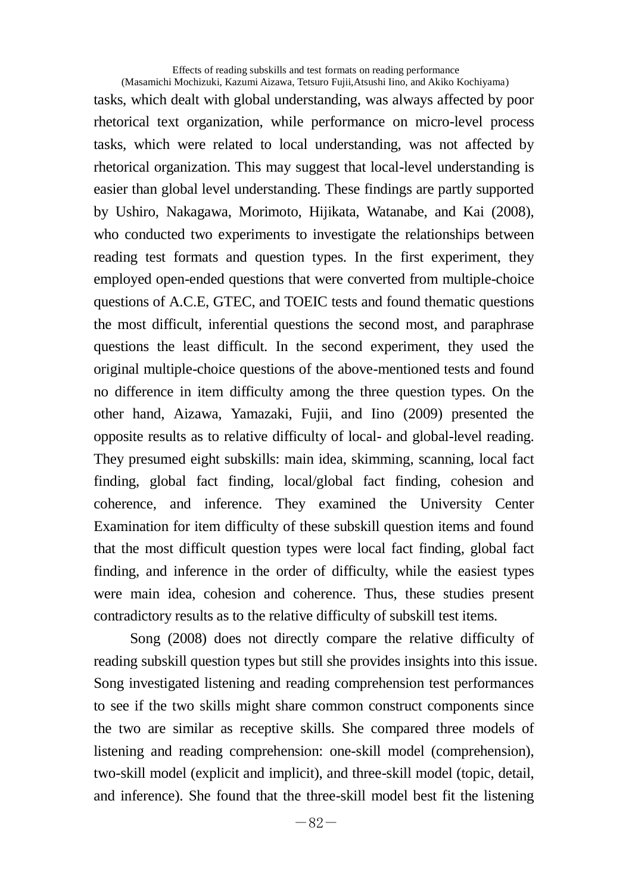tasks, which dealt with global understanding, was always affected by poor rhetorical text organization, while performance on micro-level process tasks, which were related to local understanding, was not affected by rhetorical organization. This may suggest that local-level understanding is easier than global level understanding. These findings are partly supported by Ushiro, Nakagawa, Morimoto, Hijikata, Watanabe, and Kai (2008), who conducted two experiments to investigate the relationships between reading test formats and question types. In the first experiment, they employed open-ended questions that were converted from multiple-choice questions of A.C.E, GTEC, and TOEIC tests and found thematic questions the most difficult, inferential questions the second most, and paraphrase questions the least difficult. In the second experiment, they used the original multiple-choice questions of the above-mentioned tests and found no difference in item difficulty among the three question types. On the other hand, Aizawa, Yamazaki, Fujii, and Iino (2009) presented the opposite results as to relative difficulty of local- and global-level reading. They presumed eight subskills: main idea, skimming, scanning, local fact finding, global fact finding, local/global fact finding, cohesion and coherence, and inference. They examined the University Center Examination for item difficulty of these subskill question items and found that the most difficult question types were local fact finding, global fact finding, and inference in the order of difficulty, while the easiest types were main idea, cohesion and coherence. Thus, these studies present contradictory results as to the relative difficulty of subskill test items.

Song (2008) does not directly compare the relative difficulty of reading subskill question types but still she provides insights into this issue. Song investigated listening and reading comprehension test performances to see if the two skills might share common construct components since the two are similar as receptive skills. She compared three models of listening and reading comprehension: one-skill model (comprehension), two-skill model (explicit and implicit), and three-skill model (topic, detail, and inference). She found that the three-skill model best fit the listening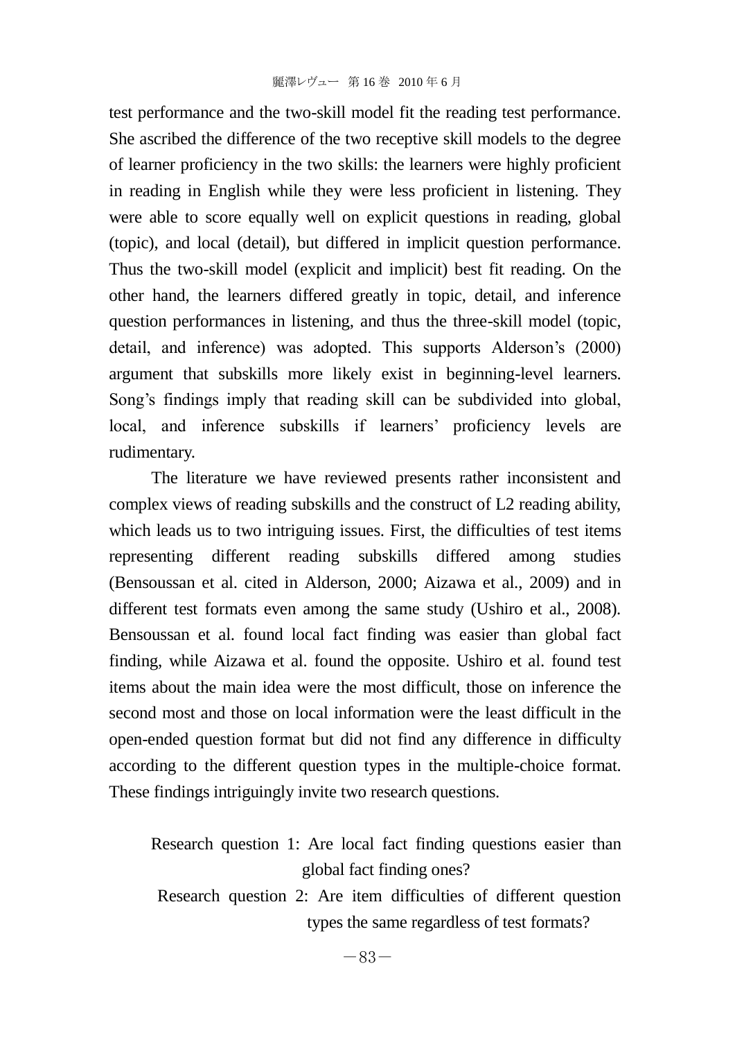test performance and the two-skill model fit the reading test performance. She ascribed the difference of the two receptive skill models to the degree of learner proficiency in the two skills: the learners were highly proficient in reading in English while they were less proficient in listening. They were able to score equally well on explicit questions in reading, global (topic), and local (detail), but differed in implicit question performance. Thus the two-skill model (explicit and implicit) best fit reading. On the other hand, the learners differed greatly in topic, detail, and inference question performances in listening, and thus the three-skill model (topic, detail, and inference) was adopted. This supports Alderson's (2000) argument that subskills more likely exist in beginning-level learners. Song's findings imply that reading skill can be subdivided into global, local, and inference subskills if learners' proficiency levels are rudimentary.

The literature we have reviewed presents rather inconsistent and complex views of reading subskills and the construct of L2 reading ability, which leads us to two intriguing issues. First, the difficulties of test items representing different reading subskills differed among studies (Bensoussan et al. cited in Alderson, 2000; Aizawa et al., 2009) and in different test formats even among the same study (Ushiro et al., 2008). Bensoussan et al. found local fact finding was easier than global fact finding, while Aizawa et al. found the opposite. Ushiro et al. found test items about the main idea were the most difficult, those on inference the second most and those on local information were the least difficult in the open-ended question format but did not find any difference in difficulty according to the different question types in the multiple-choice format. These findings intriguingly invite two research questions.

Research question 1: Are local fact finding questions easier than global fact finding ones?

Research question 2: Are item difficulties of different question types the same regardless of test formats?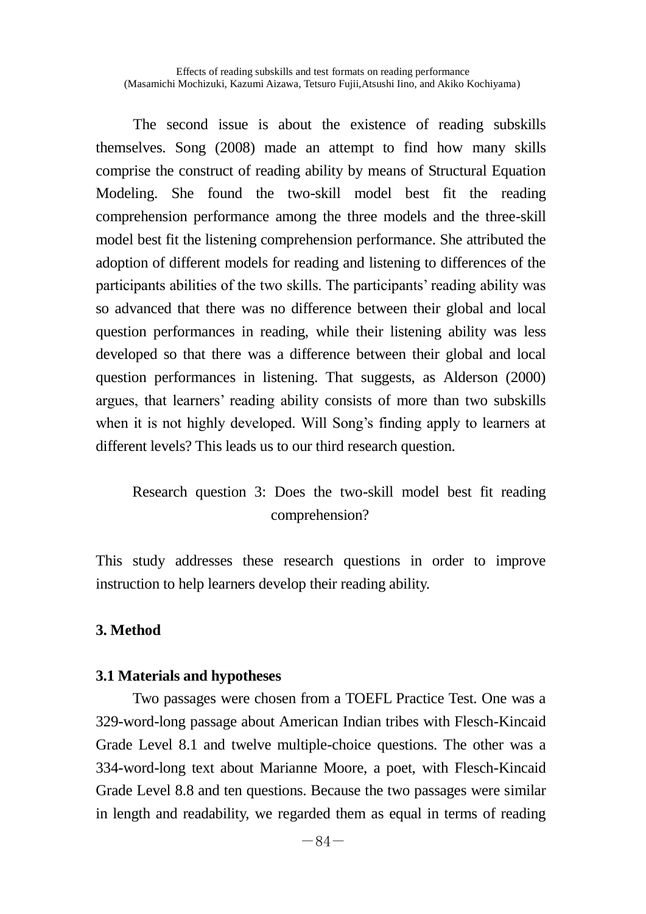The second issue is about the existence of reading subskills themselves. Song (2008) made an attempt to find how many skills comprise the construct of reading ability by means of Structural Equation Modeling. She found the two-skill model best fit the reading comprehension performance among the three models and the three-skill model best fit the listening comprehension performance. She attributed the adoption of different models for reading and listening to differences of the participants abilities of the two skills. The participants' reading ability was so advanced that there was no difference between their global and local question performances in reading, while their listening ability was less developed so that there was a difference between their global and local question performances in listening. That suggests, as Alderson (2000) argues, that learners' reading ability consists of more than two subskills when it is not highly developed. Will Song's finding apply to learners at different levels? This leads us to our third research question.

Research question 3: Does the two-skill model best fit reading comprehension?

This study addresses these research questions in order to improve instruction to help learners develop their reading ability.

## 3. Method

### 3.1 Materials and hypotheses

Two passages were chosen from a TOEFL Practice Test. One was a 329-word-long passage about American Indian tribes with Flesch-Kincaid Grade Level 8.1 and twelve multiple-choice questions. The other was a 334-word-long text about Marianne Moore, a poet, with Flesch-Kincaid Grade Level 8.8 and ten questions. Because the two passages were similar in length and readability, we regarded them as equal in terms of reading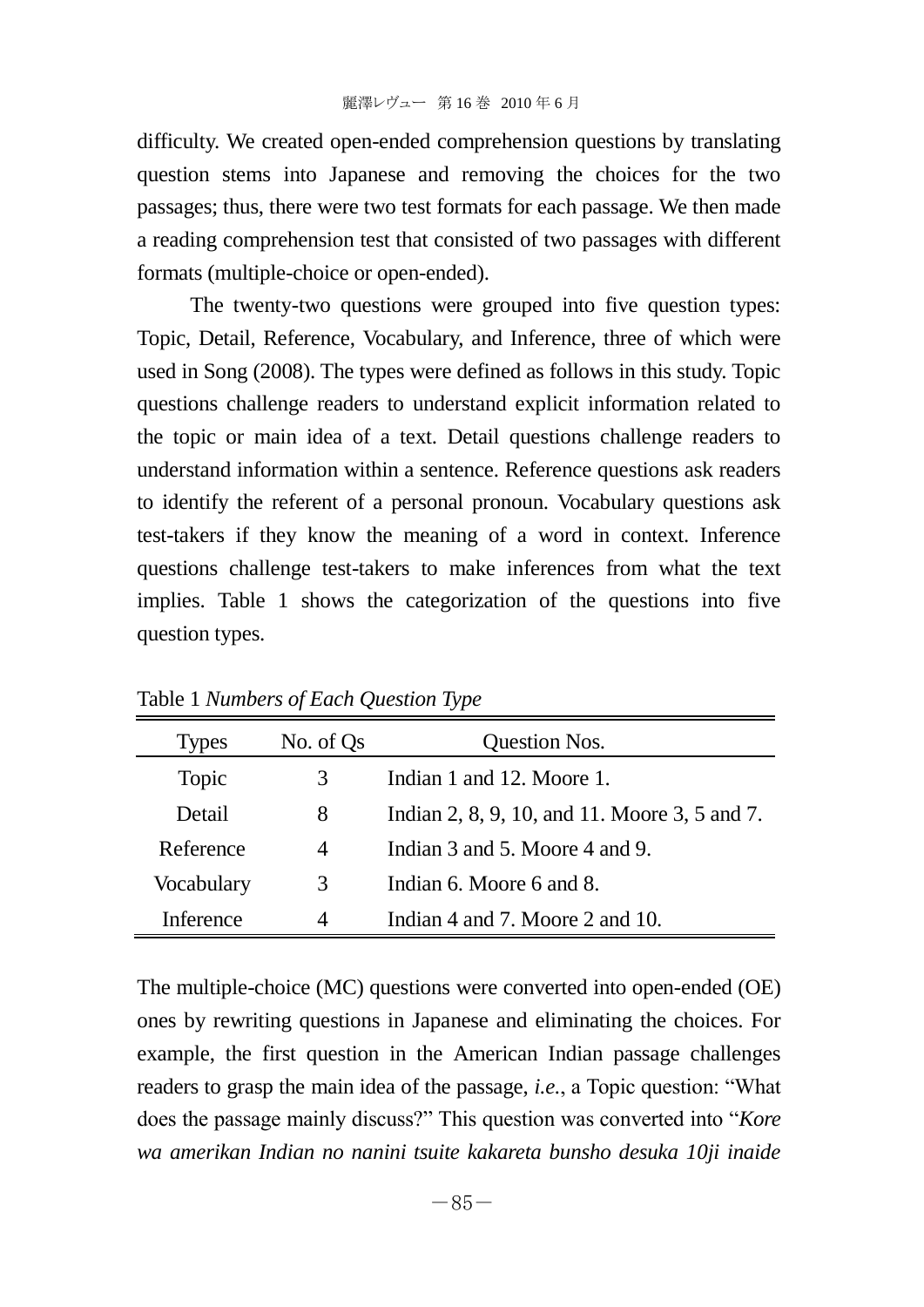difficulty. We created open-ended comprehension questions by translating question stems into Japanese and removing the choices for the two passages; thus, there were two test formats for each passage. We then made a reading comprehension test that consisted of two passages with different formats (multiple-choice or open-ended).

The twenty-two questions were grouped into five question types: Topic, Detail, Reference, Vocabulary, and Inference, three of which were used in Song (2008). The types were defined as follows in this study. Topic questions challenge readers to understand explicit information related to the topic or main idea of a text. Detail questions challenge readers to understand information within a sentence. Reference questions ask readers to identify the referent of a personal pronoun. Vocabulary questions ask test-takers if they know the meaning of a word in context. Inference questions challenge test-takers to make inferences from what the text implies. Table 1 shows the categorization of the questions into five question types.

Table 1 *Numbers of Each Question Type*

| Types | No. of Qs | Question Nos. |
|---|---|---|
| Topic | 3 | Indian 1 and 12. Moore 1. |
| Detail | 8 | Indian 2, 8, 9, 10, and 11. Moore 3, 5 and 7. |
| Reference | 4 | Indian 3 and 5. Moore 4 and 9. |
| Vocabulary | 3 | Indian 6. Moore 6 and 8. |
| Inference | 4 | Indian 4 and 7. Moore 2 and 10. |

The multiple-choice (MC) questions were converted into open-ended (OE) ones by rewriting questions in Japanese and eliminating the choices. For example, the first question in the American Indian passage challenges readers to grasp the main idea of the passage, *i.e.*, a Topic question: "What does the passage mainly discuss?" This question was converted into "*Kore wa amerikan Indian no nanini tsuite kakareta bunsho desuka 10ji inaide*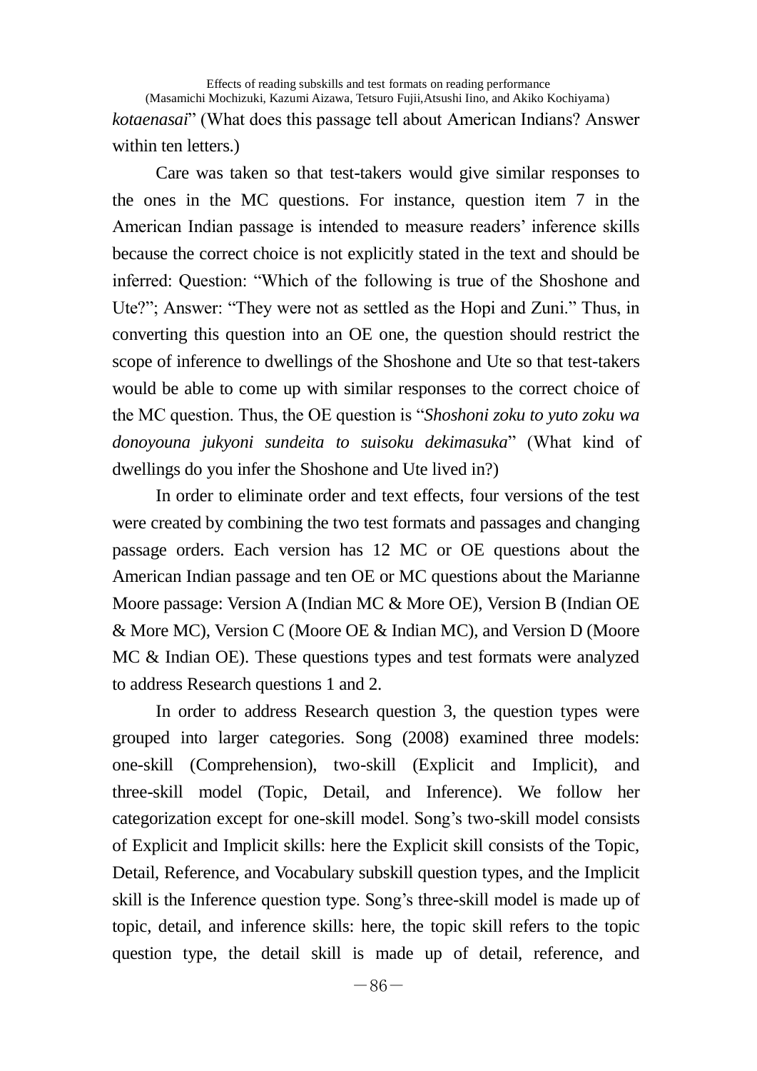*kotaenasai*” (What does this passage tell about American Indians? Answer within ten letters.)

Care was taken so that test-takers would give similar responses to the ones in the MC questions. For instance, question item 7 in the American Indian passage is intended to measure readers’ inference skills because the correct choice is not explicitly stated in the text and should be inferred: Question: “Which of the following is true of the Shoshone and Ute?”; Answer: “They were not as settled as the Hopi and Zuni.” Thus, in converting this question into an OE one, the question should restrict the scope of inference to dwellings of the Shoshone and Ute so that test-takers would be able to come up with similar responses to the correct choice of the MC question. Thus, the OE question is “*Shoshoni zoku to yuto zoku wa donoyouna jukyoni sundeita to suisoku dekimasuka*” (What kind of dwellings do you infer the Shoshone and Ute lived in?)

In order to eliminate order and text effects, four versions of the test were created by combining the two test formats and passages and changing passage orders. Each version has 12 MC or OE questions about the American Indian passage and ten OE or MC questions about the Marianne Moore passage: Version A (Indian MC & More OE), Version B (Indian OE & More MC), Version C (Moore OE & Indian MC), and Version D (Moore MC & Indian OE). These questions types and test formats were analyzed to address Research questions 1 and 2.

In order to address Research question 3, the question types were grouped into larger categories. Song (2008) examined three models: one-skill (Comprehension), two-skill (Explicit and Implicit), and three-skill model (Topic, Detail, and Inference). We follow her categorization except for one-skill model. Song’s two-skill model consists of Explicit and Implicit skills: here the Explicit skill consists of the Topic, Detail, Reference, and Vocabulary subskill question types, and the Implicit skill is the Inference question type. Song’s three-skill model is made up of topic, detail, and inference skills: here, the topic skill refers to the topic question type, the detail skill is made up of detail, reference, and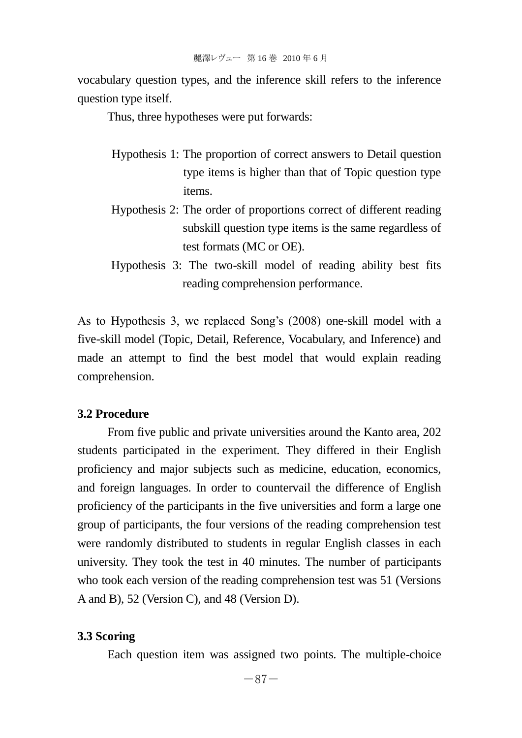vocabulary question types, and the inference skill refers to the inference question type itself.

Thus, three hypotheses were put forwards:

Hypothesis 1: The proportion of correct answers to Detail question type items is higher than that of Topic question type items.

Hypothesis 2: The order of proportions correct of different reading subskill question type items is the same regardless of test formats (MC or OE).

Hypothesis 3: The two-skill model of reading ability best fits reading comprehension performance.

As to Hypothesis 3, we replaced Song's (2008) one-skill model with a five-skill model (Topic, Detail, Reference, Vocabulary, and Inference) and made an attempt to find the best model that would explain reading comprehension.

### 3.2 Procedure

From five public and private universities around the Kanto area, 202 students participated in the experiment. They differed in their English proficiency and major subjects such as medicine, education, economics, and foreign languages. In order to countervail the difference of English proficiency of the participants in the five universities and form a large one group of participants, the four versions of the reading comprehension test were randomly distributed to students in regular English classes in each university. They took the test in 40 minutes. The number of participants who took each version of the reading comprehension test was 51 (Versions A and B), 52 (Version C), and 48 (Version D).

### 3.3 Scoring

Each question item was assigned two points. The multiple-choice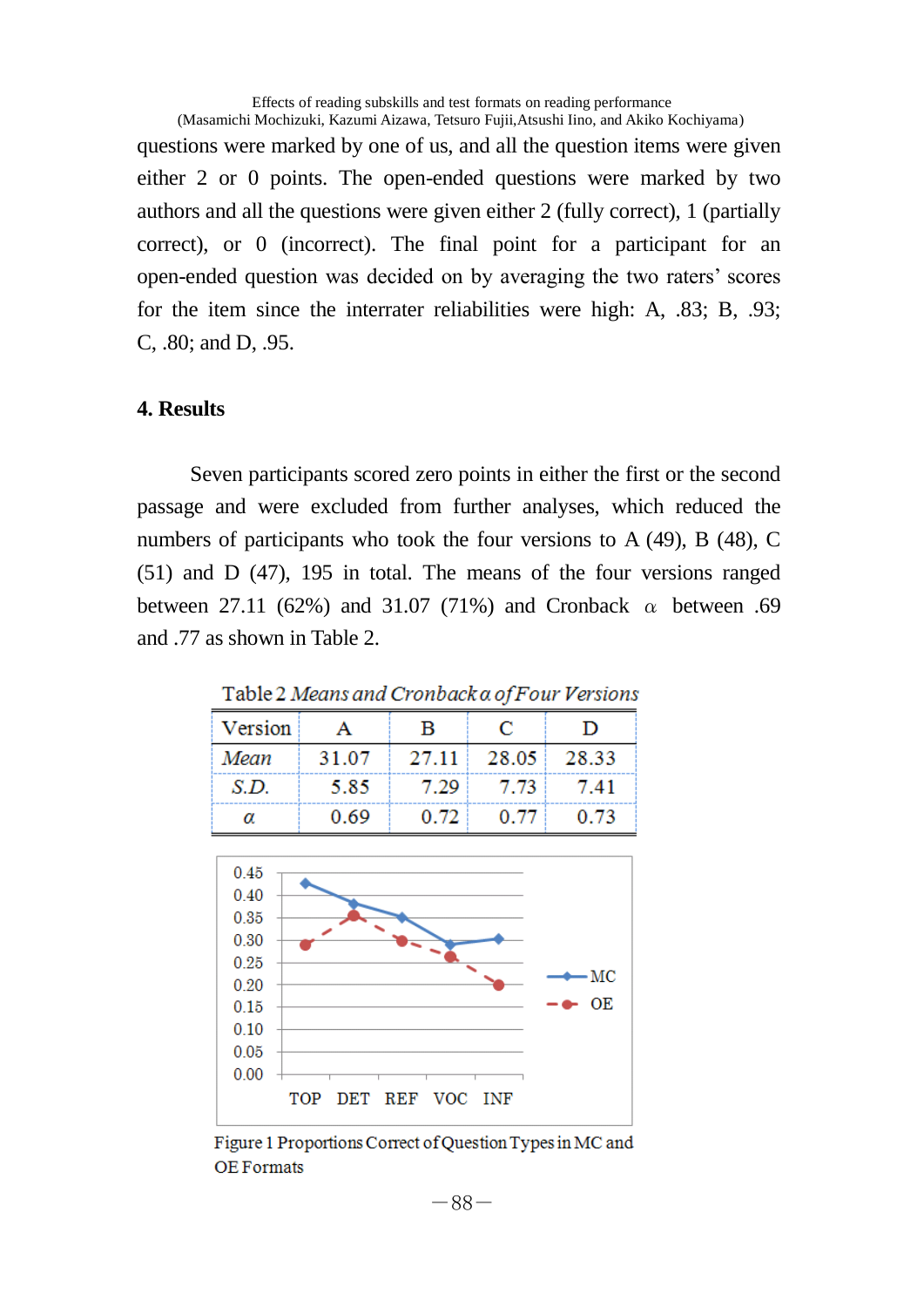questions were marked by one of us, and all the question items were given either 2 or 0 points. The open-ended questions were marked by two authors and all the questions were given either 2 (fully correct), 1 (partially correct), or 0 (incorrect). The final point for a participant for an open-ended question was decided on by averaging the two raters' scores for the item since the interrater reliabilities were high: A, .83; B, .93; C, .80; and D, .95.

## 4. Results

Seven participants scored zero points in either the first or the second passage and were excluded from further analyses, which reduced the numbers of participants who took the four versions to A (49), B (48), C (51) and D (47), 195 in total. The means of the four versions ranged between 27.11 (62%) and 31.07 (71%) and Cronback α between .69 and .77 as shown in Table 2.

Table 2 *Means and Cronback α of Four Versions*

| Version | A | B | C | D |
|---|---|---|---|---|
| *Mean* | 31.07 | 27.11 | 28.05 | 28.33 |
| *S.D.* | 5.85 | 7.29 | 7.73 | 7.41 |
| *α* | 0.69 | 0.72 | 0.77 | 0.73 |

Figure 1 Proportions Correct of Question Types in MC and OE Formats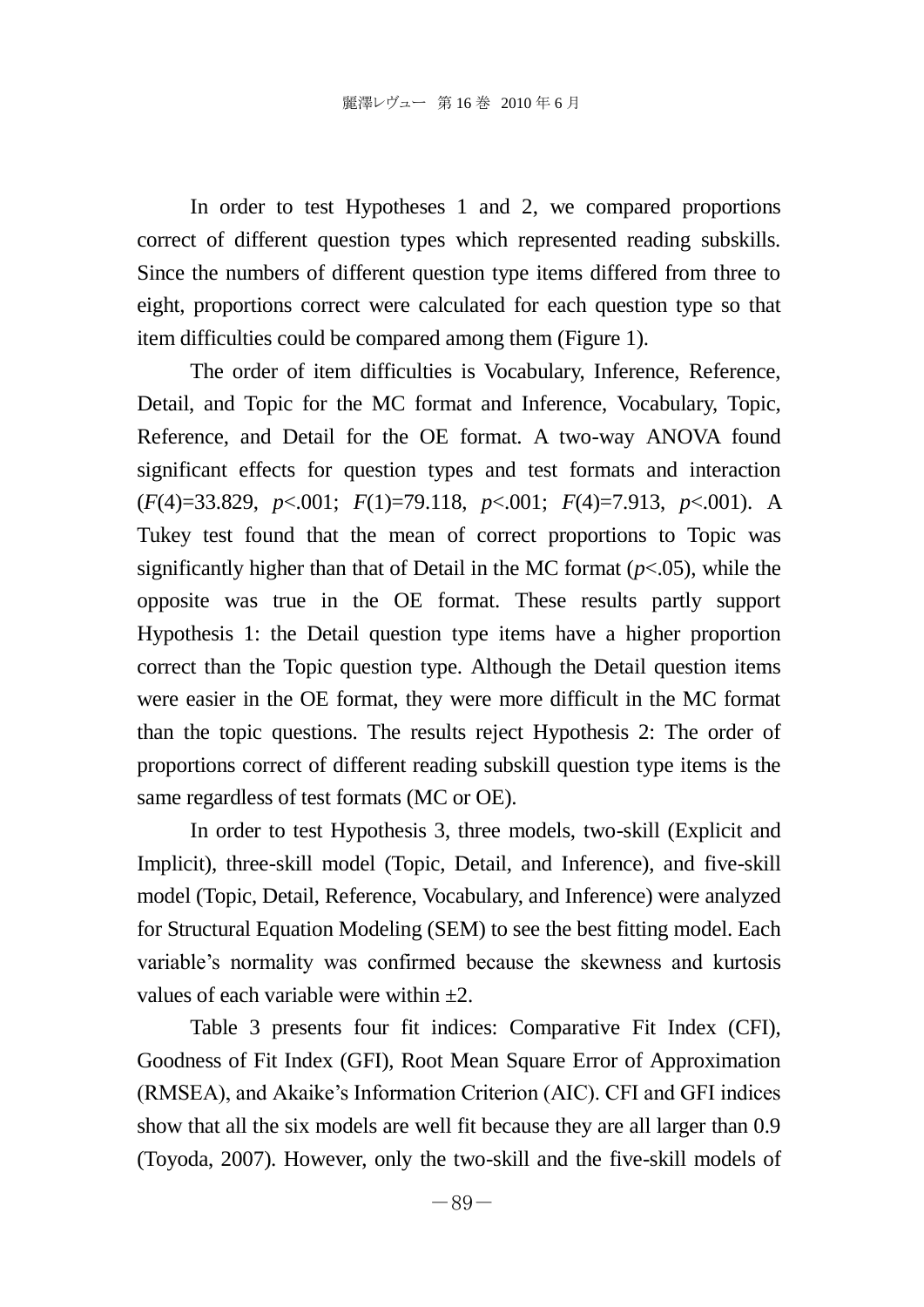In order to test Hypotheses 1 and 2, we compared proportions correct of different question types which represented reading subskills. Since the numbers of different question type items differed from three to eight, proportions correct were calculated for each question type so that item difficulties could be compared among them (Figure 1).

The order of item difficulties is Vocabulary, Inference, Reference, Detail, and Topic for the MC format and Inference, Vocabulary, Topic, Reference, and Detail for the OE format. A two-way ANOVA found significant effects for question types and test formats and interaction ($F(4)=33.829$, $p<.001$; $F(1)=79.118$, $p<.001$; $F(4)=7.913$, $p<.001$). A Tukey test found that the mean of correct proportions to Topic was significantly higher than that of Detail in the MC format ($p<.05$), while the opposite was true in the OE format. These results partly support Hypothesis 1: the Detail question type items have a higher proportion correct than the Topic question type. Although the Detail question items were easier in the OE format, they were more difficult in the MC format than the topic questions. The results reject Hypothesis 2: The order of proportions correct of different reading subskill question type items is the same regardless of test formats (MC or OE).

In order to test Hypothesis 3, three models, two-skill (Explicit and Implicit), three-skill model (Topic, Detail, and Inference), and five-skill model (Topic, Detail, Reference, Vocabulary, and Inference) were analyzed for Structural Equation Modeling (SEM) to see the best fitting model. Each variable's normality was confirmed because the skewness and kurtosis values of each variable were within $\pm 2$.

Table 3 presents four fit indices: Comparative Fit Index (CFI), Goodness of Fit Index (GFI), Root Mean Square Error of Approximation (RMSEA), and Akaike's Information Criterion (AIC). CFI and GFI indices show that all the six models are well fit because they are all larger than 0.9 (Toyoda, 2007). However, only the two-skill and the five-skill models of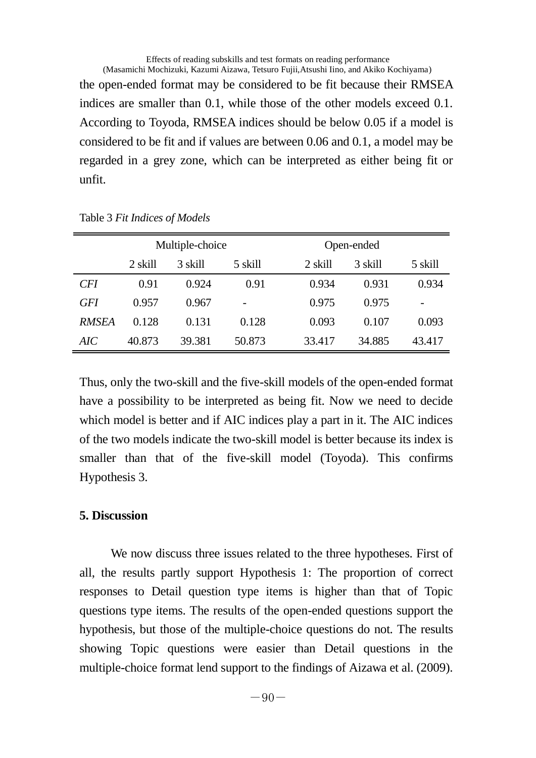the open-ended format may be considered to be fit because their RMSEA indices are smaller than 0.1, while those of the other models exceed 0.1. According to Toyoda, RMSEA indices should be below 0.05 if a model is considered to be fit and if values are between 0.06 and 0.1, a model may be regarded in a grey zone, which can be interpreted as either being fit or unfit.

Table 3 *Fit Indices of Models*

| | Multiple-choice | | | Open-ended | | |
|---|---|---|---|---|---|---|
| | 2 skill | 3 skill | 5 skill | 2 skill | 3 skill | 5 skill |
| *CFI* | 0.91 | 0.924 | 0.91 | 0.934 | 0.931 | 0.934 |
| *GFI* | 0.957 | 0.967 | - | 0.975 | 0.975 | - |
| *RMSEA* | 0.128 | 0.131 | 0.128 | 0.093 | 0.107 | 0.093 |
| *AIC* | 40.873 | 39.381 | 50.873 | 33.417 | 34.885 | 43.417 |

Thus, only the two-skill and the five-skill models of the open-ended format have a possibility to be interpreted as being fit. Now we need to decide which model is better and if AIC indices play a part in it. The AIC indices of the two models indicate the two-skill model is better because its index is smaller than that of the five-skill model (Toyoda). This confirms Hypothesis 3.

## 5. Discussion

We now discuss three issues related to the three hypotheses. First of all, the results partly support Hypothesis 1: The proportion of correct responses to Detail question type items is higher than that of Topic questions type items. The results of the open-ended questions support the hypothesis, but those of the multiple-choice questions do not. The results showing Topic questions were easier than Detail questions in the multiple-choice format lend support to the findings of Aizawa et al. (2009).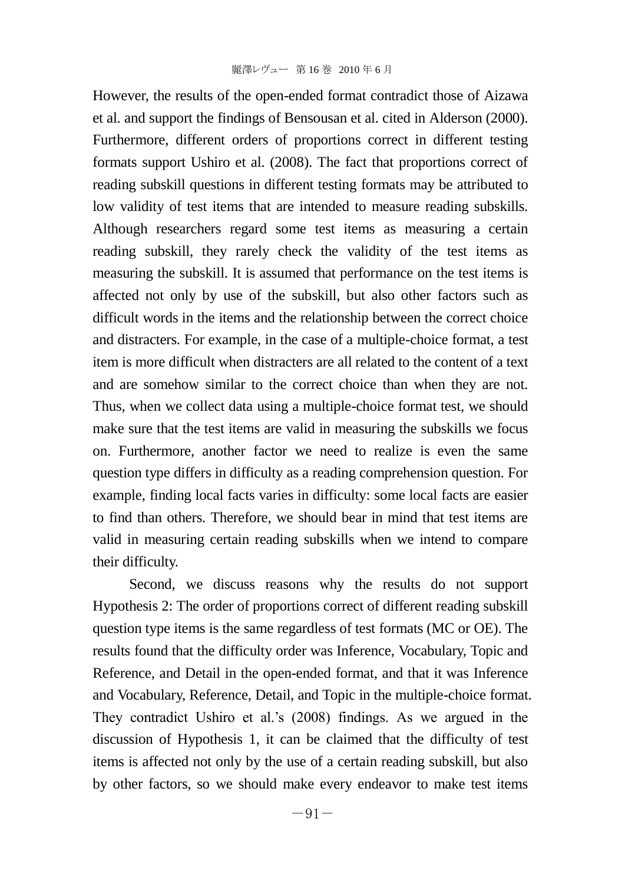However, the results of the open-ended format contradict those of Aizawa et al. and support the findings of Bensousan et al. cited in Alderson (2000). Furthermore, different orders of proportions correct in different testing formats support Ushiro et al. (2008). The fact that proportions correct of reading subskill questions in different testing formats may be attributed to low validity of test items that are intended to measure reading subskills. Although researchers regard some test items as measuring a certain reading subskill, they rarely check the validity of the test items as measuring the subskill. It is assumed that performance on the test items is affected not only by use of the subskill, but also other factors such as difficult words in the items and the relationship between the correct choice and distracters. For example, in the case of a multiple-choice format, a test item is more difficult when distracters are all related to the content of a text and are somehow similar to the correct choice than when they are not. Thus, when we collect data using a multiple-choice format test, we should make sure that the test items are valid in measuring the subskills we focus on. Furthermore, another factor we need to realize is even the same question type differs in difficulty as a reading comprehension question. For example, finding local facts varies in difficulty: some local facts are easier to find than others. Therefore, we should bear in mind that test items are valid in measuring certain reading subskills when we intend to compare their difficulty.

Second, we discuss reasons why the results do not support Hypothesis 2: The order of proportions correct of different reading subskill question type items is the same regardless of test formats (MC or OE). The results found that the difficulty order was Inference, Vocabulary, Topic and Reference, and Detail in the open-ended format, and that it was Inference and Vocabulary, Reference, Detail, and Topic in the multiple-choice format. They contradict Ushiro et al.'s (2008) findings. As we argued in the discussion of Hypothesis 1, it can be claimed that the difficulty of test items is affected not only by the use of a certain reading subskill, but also by other factors, so we should make every endeavor to make test items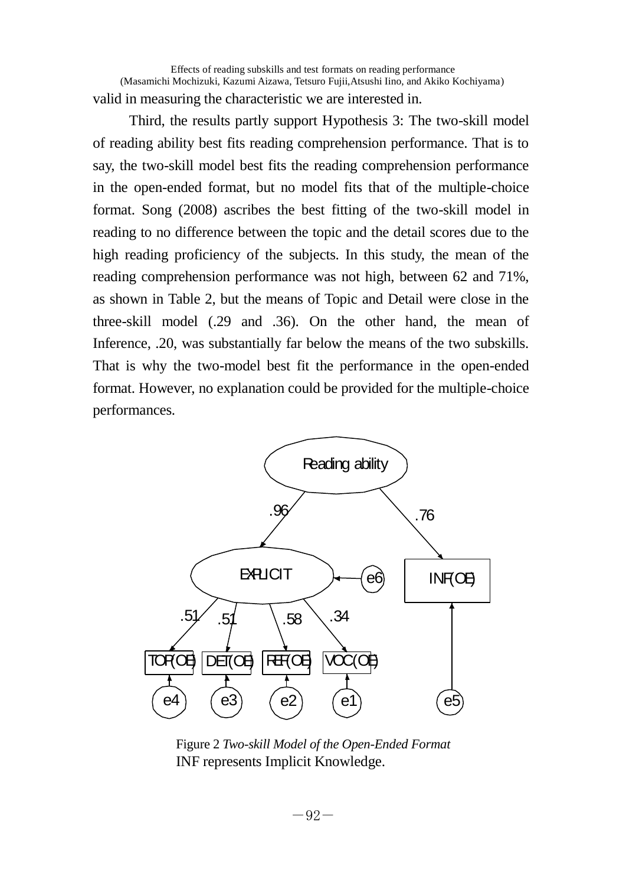valid in measuring the characteristic we are interested in.

Third, the results partly support Hypothesis 3: The two-skill model of reading ability best fits reading comprehension performance. That is to say, the two-skill model best fits the reading comprehension performance in the open-ended format, but no model fits that of the multiple-choice format. Song (2008) ascribes the best fitting of the two-skill model in reading to no difference between the topic and the detail scores due to the high reading proficiency of the subjects. In this study, the mean of the reading comprehension performance was not high, between 62 and 71%, as shown in Table 2, but the means of Topic and Detail were close in the three-skill model (.29 and .36). On the other hand, the mean of Inference, .20, was substantially far below the means of the two subskills. That is why the two-model best fit the performance in the open-ended format. However, no explanation could be provided for the multiple-choice performances.

Reading ability

.96 .76

EXPLICIT e6 INF(OE)

.51 .51 .58 .34

TOP(OE) DET(OE) REF(OE) VOC(OE)

e4 e3 e2 e1 e5

Figure 2 *Two-skill Model of the Open-Ended Format*
INF represents Implicit Knowledge.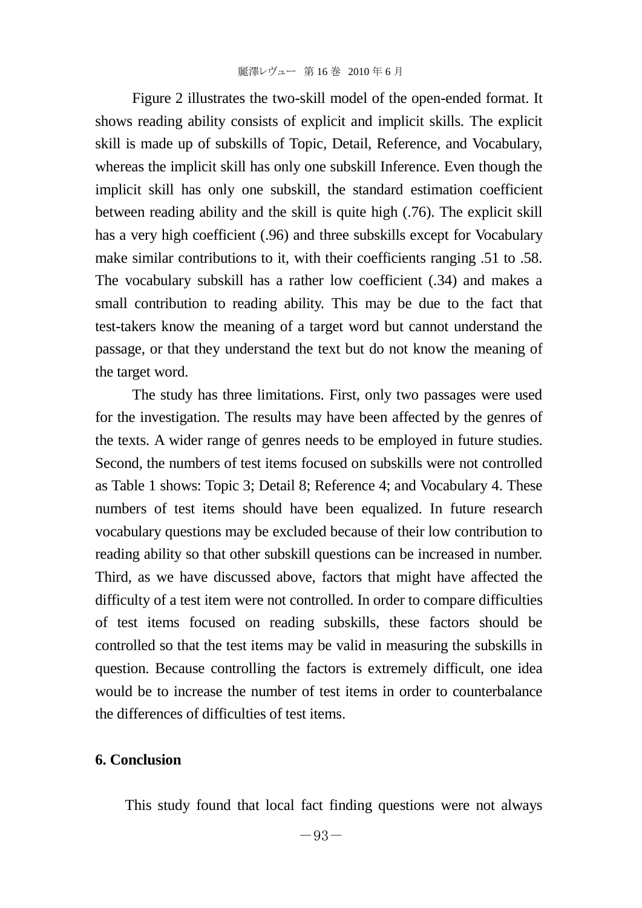Figure 2 illustrates the two-skill model of the open-ended format. It shows reading ability consists of explicit and implicit skills. The explicit skill is made up of subskills of Topic, Detail, Reference, and Vocabulary, whereas the implicit skill has only one subskill Inference. Even though the implicit skill has only one subskill, the standard estimation coefficient between reading ability and the skill is quite high (.76). The explicit skill has a very high coefficient (.96) and three subskills except for Vocabulary make similar contributions to it, with their coefficients ranging .51 to .58. The vocabulary subskill has a rather low coefficient (.34) and makes a small contribution to reading ability. This may be due to the fact that test-takers know the meaning of a target word but cannot understand the passage, or that they understand the text but do not know the meaning of the target word.

The study has three limitations. First, only two passages were used for the investigation. The results may have been affected by the genres of the texts. A wider range of genres needs to be employed in future studies. Second, the numbers of test items focused on subskills were not controlled as Table 1 shows: Topic 3; Detail 8; Reference 4; and Vocabulary 4. These numbers of test items should have been equalized. In future research vocabulary questions may be excluded because of their low contribution to reading ability so that other subskill questions can be increased in number. Third, as we have discussed above, factors that might have affected the difficulty of a test item were not controlled. In order to compare difficulties of test items focused on reading subskills, these factors should be controlled so that the test items may be valid in measuring the subskills in question. Because controlling the factors is extremely difficult, one idea would be to increase the number of test items in order to counterbalance the differences of difficulties of test items.

## 6. Conclusion

This study found that local fact finding questions were not always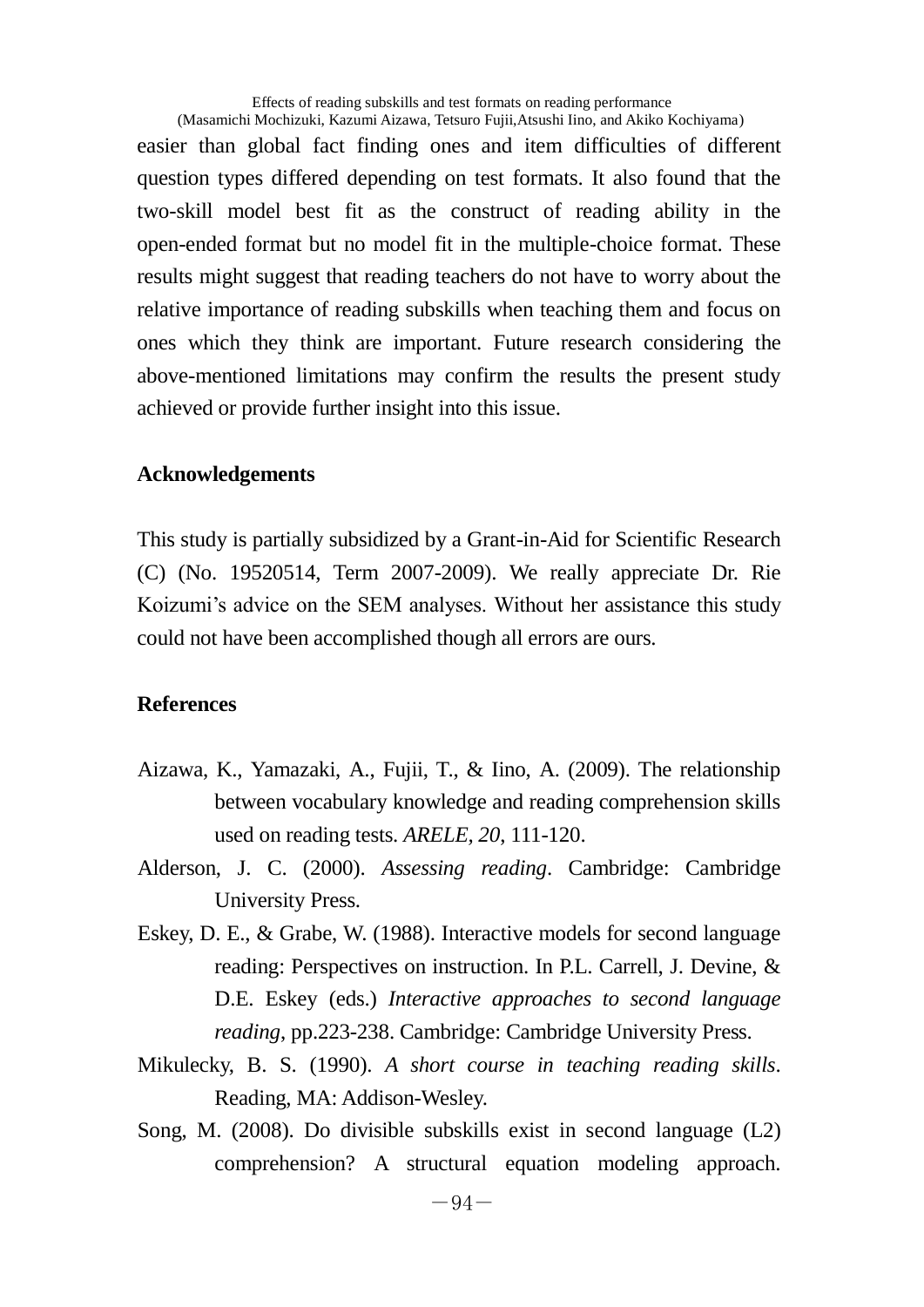easier than global fact finding ones and item difficulties of different question types differed depending on test formats. It also found that the two-skill model best fit as the construct of reading ability in the open-ended format but no model fit in the multiple-choice format. These results might suggest that reading teachers do not have to worry about the relative importance of reading subskills when teaching them and focus on ones which they think are important. Future research considering the above-mentioned limitations may confirm the results the present study achieved or provide further insight into this issue.

## Acknowledgements

This study is partially subsidized by a Grant-in-Aid for Scientific Research (C) (No. 19520514, Term 2007-2009). We really appreciate Dr. Rie Koizumi's advice on the SEM analyses. Without her assistance this study could not have been accomplished though all errors are ours.

## References

Aizawa, K., Yamazaki, A., Fujii, T., & Iino, A. (2009). The relationship between vocabulary knowledge and reading comprehension skills used on reading tests. *ARELE, 20*, 111-120.

Alderson, J. C. (2000). *Assessing reading*. Cambridge: Cambridge University Press.

Eskey, D. E., & Grabe, W. (1988). Interactive models for second language reading: Perspectives on instruction. In P.L. Carrell, J. Devine, & D.E. Eskey (eds.) *Interactive approaches to second language reading*, pp.223-238. Cambridge: Cambridge University Press.

Mikulecky, B. S. (1990). *A short course in teaching reading skills*. Reading, MA: Addison-Wesley.

Song, M. (2008). Do divisible subskills exist in second language (L2) comprehension? A structural equation modeling approach.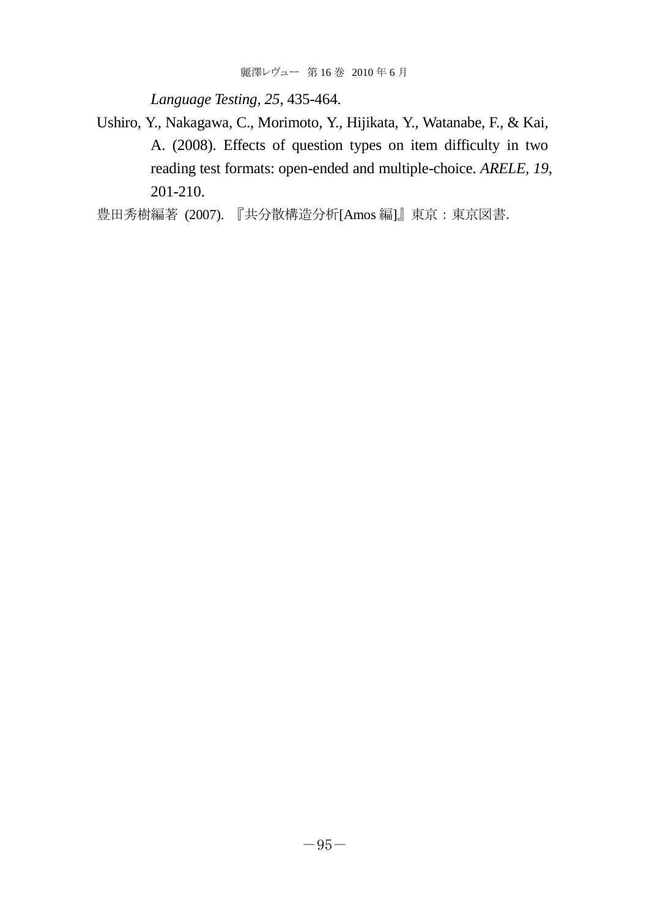*Language Testing, 25*, 435-464.

Ushiro, Y., Nakagawa, C., Morimoto, Y., Hijikata, Y., Watanabe, F., & Kai, A. (2008). Effects of question types on item difficulty in two reading test formats: open-ended and multiple-choice. *ARELE, 19*, 201-210.

豊田秀樹編著 (2007). 『共分散構造分析[Amos 編]』東京：東京図書.